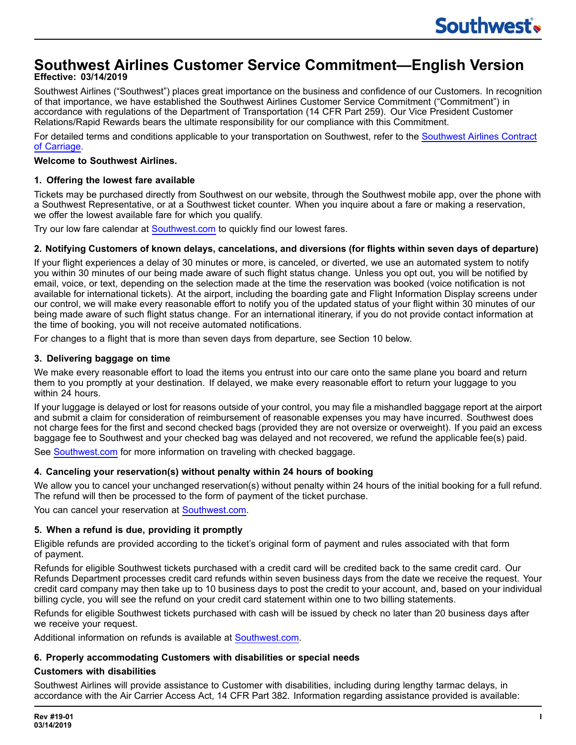# Southwest Airlines Customer Service Commitment—English Version

**Effective: 03/14/2019**

Southwest Airlines ("Southwest") places great importance on the business and confidence of our Customers. In recognition of that importance, we have established the Southwest Airlines Customer Service Commitment ("Commitment") in accordance with regulations of the Department of Transportation (14 CFR Part 259). Our Vice President Customer Relations/Rapid Rewards bears the ultimate responsibility for our compliance with this Commitment.

For detailed terms and conditions applicable to your transportation on Southwest, refer to the Southwest Airlines Contract of Carriage.

**Welcome to Southwest Airlines.**

### 1. Offering the lowest fare available

Tickets may be purchased directly from Southwest on our website, through the Southwest mobile app, over the phone with a Southwest Representative, or at a Southwest ticket counter. When you inquire about a fare or making a reservation, we offer the lowest available fare for which you qualify.

Try our low fare calendar at Southwest.com to quickly find our lowest fares.

### 2. Notifying Customers of known delays, cancelations, and diversions (for flights within seven days of departure)

If your flight experiences a delay of 30 minutes or more, is canceled, or diverted, we use an automated system to notify you within 30 minutes of our being made aware of such flight status change. Unless you opt out, you will be notified by email, voice, or text, depending on the selection made at the time the reservation was booked (voice notification is not available for international tickets). At the airport, including the boarding gate and Flight Information Display screens under our control, we will make every reasonable effort to notify you of the updated status of your flight within 30 minutes of our being made aware of such flight status change. For an international itinerary, if you do not provide contact information at the time of booking, you will not receive automated notifications.

For changes to a flight that is more than seven days from departure, see Section 10 below.

### 3. Delivering baggage on time

We make every reasonable effort to load the items you entrust into our care onto the same plane you board and return them to you promptly at your destination. If delayed, we make every reasonable effort to return your luggage to you within 24 hours.

If your luggage is delayed or lost for reasons outside of your control, you may file a mishandled baggage report at the airport and submit a claim for consideration of reimbursement of reasonable expenses you may have incurred. Southwest does not charge fees for the first and second checked bags (provided they are not oversize or overweight). If you paid an excess baggage fee to Southwest and your checked bag was delayed and not recovered, we refund the applicable fee(s) paid.

See Southwest.com for more information on traveling with checked baggage.

### 4. Canceling your reservation(s) without penalty within 24 hours of booking

We allow you to cancel your unchanged reservation(s) without penalty within 24 hours of the initial booking for a full refund. The refund will then be processed to the form of payment of the ticket purchase.

You can cancel your reservation at Southwest.com.

### 5. When a refund is due, providing it promptly

Eligible refunds are provided according to the ticket's original form of payment and rules associated with that form of payment.

Refunds for eligible Southwest tickets purchased with a credit card will be credited back to the same credit card. Our Refunds Department processes credit card refunds within seven business days from the date we receive the request. Your credit card company may then take up to 10 business days to post the credit to your account, and, based on your individual billing cycle, you will see the refund on your credit card statement within one to two billing statements.

Refunds for eligible Southwest tickets purchased with cash will be issued by check no later than 20 business days after we receive your request.

Additional information on refunds is available at Southwest.com.

### 6. Properly accommodating Customers with disabilities or special needs

**Customers with disabilities**

Southwest Airlines will provide assistance to Customer with disabilities, including during lengthy tarmac delays, in accordance with the Air Carrier Access Act, 14 CFR Part 382. Information regarding assistance provided is available: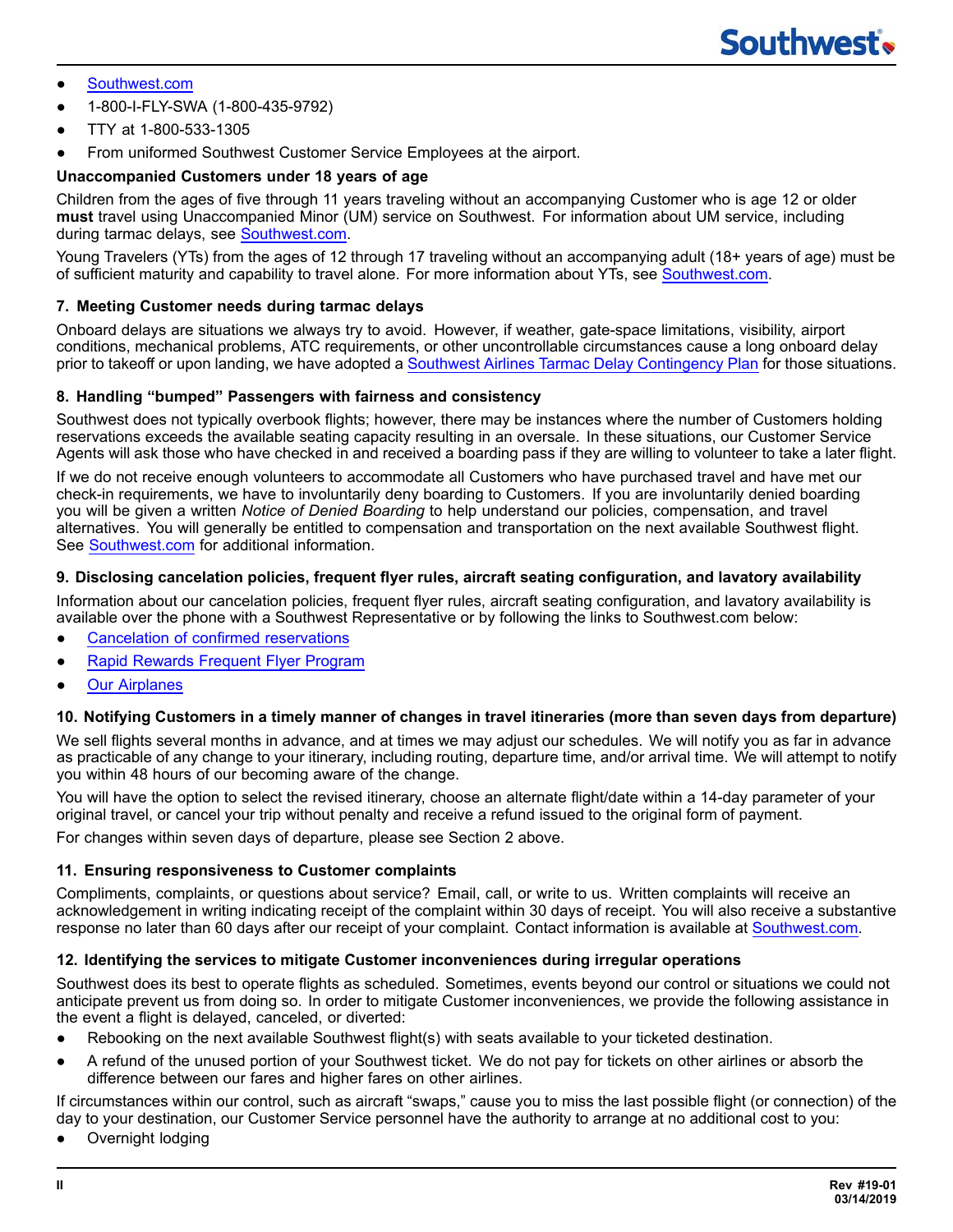- [Southwest.com]
- 1-800-I-FLY-SWA (1-800-435-9792)
- TTY at 1-800-533-1305
- From uniformed Southwest Customer Service Employees at the airport.

**Unaccompanied Customers under 18 years of age**

Children from the ages of five through 11 years traveling without an accompanying Customer who is age 12 or older **must** travel using Unaccompanied Minor (UM) service on Southwest. For information about UM service, including during tarmac delays, see Southwest.com.

Young Travelers (YTs) from the ages of 12 through 17 traveling without an accompanying adult (18+ years of age) must be of sufficient maturity and capability to travel alone. For more information about YTs, see Southwest.com.

### 7. Meeting Customer needs during tarmac delays

Onboard delays are situations we always try to avoid. However, if weather, gate-space limitations, visibility, airport conditions, mechanical problems, ATC requirements, or other uncontrollable circumstances cause a long onboard delay prior to takeoff or upon landing, we have adopted a Southwest Airlines Tarmac Delay Contingency Plan for those situations.

### 8. Handling "bumped" Passengers with fairness and consistency

Southwest does not typically overbook flights; however, there may be instances where the number of Customers holding reservations exceeds the available seating capacity resulting in an oversale. In these situations, our Customer Service Agents will ask those who have checked in and received a boarding pass if they are willing to volunteer to take a later flight.

If we do not receive enough volunteers to accommodate all Customers who have purchased travel and have met our check-in requirements, we have to involuntarily deny boarding to Customers. If you are involuntarily denied boarding you will be given a written *Notice of Denied Boarding* to help understand our policies, compensation, and travel alternatives. You will generally be entitled to compensation and transportation on the next available Southwest flight. See Southwest.com for additional information.

### 9. Disclosing cancelation policies, frequent flyer rules, aircraft seating configuration, and lavatory availability

Information about our cancelation policies, frequent flyer rules, aircraft seating configuration, and lavatory availability is available over the phone with a Southwest Representative or by following the links to Southwest.com below:

- Cancelation of confirmed reservations
- Rapid Rewards Frequent Flyer Program
- Our Airplanes

### 10. Notifying Customers in a timely manner of changes in travel itineraries (more than seven days from departure)

We sell flights several months in advance, and at times we may adjust our schedules. We will notify you as far in advance as practicable of any change to your itinerary, including routing, departure time, and/or arrival time. We will attempt to notify you within 48 hours of our becoming aware of the change.

You will have the option to select the revised itinerary, choose an alternate flight/date within a 14-day parameter of your original travel, or cancel your trip without penalty and receive a refund issued to the original form of payment.

For changes within seven days of departure, please see Section 2 above.

### 11. Ensuring responsiveness to Customer complaints

Compliments, complaints, or questions about service? Email, call, or write to us. Written complaints will receive an acknowledgement in writing indicating receipt of the complaint within 30 days of receipt. You will also receive a substantive response no later than 60 days after our receipt of your complaint. Contact information is available at Southwest.com.

### 12. Identifying the services to mitigate Customer inconveniences during irregular operations

Southwest does its best to operate flights as scheduled. Sometimes, events beyond our control or situations we could not anticipate prevent us from doing so. In order to mitigate Customer inconveniences, we provide the following assistance in the event a flight is delayed, canceled, or diverted:

- Rebooking on the next available Southwest flight(s) with seats available to your ticketed destination.
- A refund of the unused portion of your Southwest ticket. We do not pay for tickets on other airlines or absorb the difference between our fares and higher fares on other airlines.

If circumstances within our control, such as aircraft "swaps," cause you to miss the last possible flight (or connection) of the day to your destination, our Customer Service personnel have the authority to arrange at no additional cost to you:

- Overnight lodging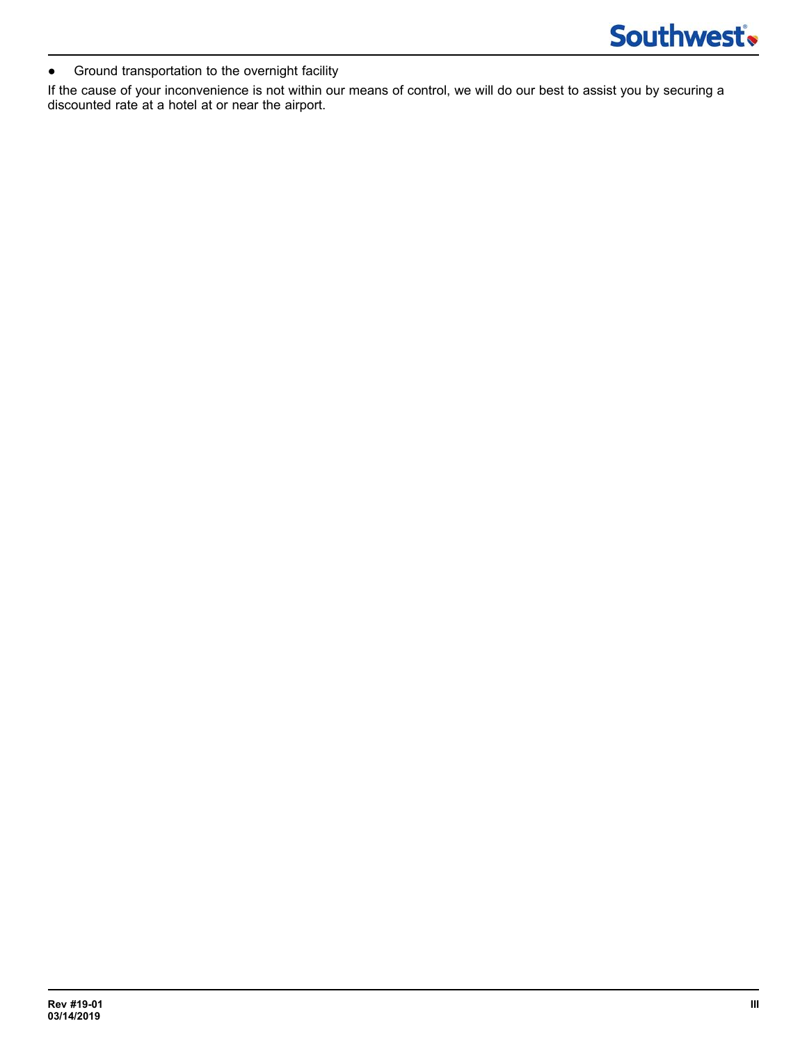- Ground transportation to the overnight facility

If the cause of your inconvenience is not within our means of control, we will do our best to assist you by securing a discounted rate at a hotel at or near the airport.